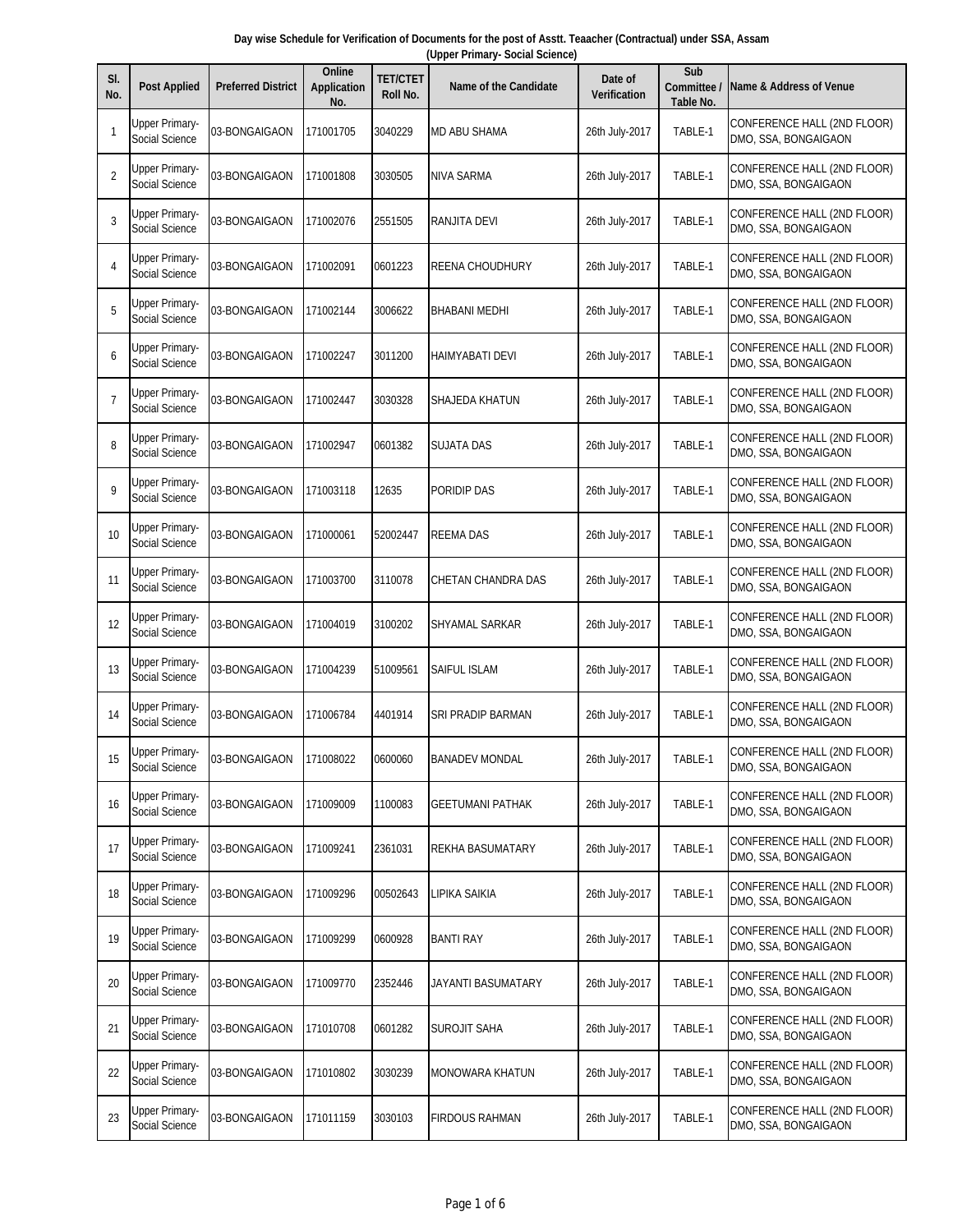**Day wise Schedule for Verification of Documents for the post of Asstt. Teaacher (Contractual) under SSA, Assam**
**(Upper Primary- Social Science)**

| Sl. No. | Post Applied | Preferred District | Online Application No. | TET/CTET Roll No. | Name of the Candidate | Date of Verification | Sub Committee / Table No. | Name & Address of Venue |
|---|---|---|---|---|---|---|---|---|
| 1 | Upper Primary-Social Science | 03-BONGAIGAON | 171001705 | 3040229 | MD ABU SHAMA | 26th July-2017 | TABLE-1 | CONFERENCE HALL (2ND FLOOR) DMO, SSA, BONGAIGAON |
| 2 | Upper Primary-Social Science | 03-BONGAIGAON | 171001808 | 3030505 | NIVA SARMA | 26th July-2017 | TABLE-1 | CONFERENCE HALL (2ND FLOOR) DMO, SSA, BONGAIGAON |
| 3 | Upper Primary-Social Science | 03-BONGAIGAON | 171002076 | 2551505 | RANJITA DEVI | 26th July-2017 | TABLE-1 | CONFERENCE HALL (2ND FLOOR) DMO, SSA, BONGAIGAON |
| 4 | Upper Primary-Social Science | 03-BONGAIGAON | 171002091 | 0601223 | REENA CHOUDHURY | 26th July-2017 | TABLE-1 | CONFERENCE HALL (2ND FLOOR) DMO, SSA, BONGAIGAON |
| 5 | Upper Primary-Social Science | 03-BONGAIGAON | 171002144 | 3006622 | BHABANI MEDHI | 26th July-2017 | TABLE-1 | CONFERENCE HALL (2ND FLOOR) DMO, SSA, BONGAIGAON |
| 6 | Upper Primary-Social Science | 03-BONGAIGAON | 171002247 | 3011200 | HAIMYABATI DEVI | 26th July-2017 | TABLE-1 | CONFERENCE HALL (2ND FLOOR) DMO, SSA, BONGAIGAON |
| 7 | Upper Primary-Social Science | 03-BONGAIGAON | 171002447 | 3030328 | SHAJEDA KHATUN | 26th July-2017 | TABLE-1 | CONFERENCE HALL (2ND FLOOR) DMO, SSA, BONGAIGAON |
| 8 | Upper Primary-Social Science | 03-BONGAIGAON | 171002947 | 0601382 | SUJATA DAS | 26th July-2017 | TABLE-1 | CONFERENCE HALL (2ND FLOOR) DMO, SSA, BONGAIGAON |
| 9 | Upper Primary-Social Science | 03-BONGAIGAON | 171003118 | 12635 | PORIDIP DAS | 26th July-2017 | TABLE-1 | CONFERENCE HALL (2ND FLOOR) DMO, SSA, BONGAIGAON |
| 10 | Upper Primary-Social Science | 03-BONGAIGAON | 171000061 | 52002447 | REEMA DAS | 26th July-2017 | TABLE-1 | CONFERENCE HALL (2ND FLOOR) DMO, SSA, BONGAIGAON |
| 11 | Upper Primary-Social Science | 03-BONGAIGAON | 171003700 | 3110078 | CHETAN CHANDRA DAS | 26th July-2017 | TABLE-1 | CONFERENCE HALL (2ND FLOOR) DMO, SSA, BONGAIGAON |
| 12 | Upper Primary-Social Science | 03-BONGAIGAON | 171004019 | 3100202 | SHYAMAL SARKAR | 26th July-2017 | TABLE-1 | CONFERENCE HALL (2ND FLOOR) DMO, SSA, BONGAIGAON |
| 13 | Upper Primary-Social Science | 03-BONGAIGAON | 171004239 | 51009561 | SAIFUL ISLAM | 26th July-2017 | TABLE-1 | CONFERENCE HALL (2ND FLOOR) DMO, SSA, BONGAIGAON |
| 14 | Upper Primary-Social Science | 03-BONGAIGAON | 171006784 | 4401914 | SRI PRADIP BARMAN | 26th July-2017 | TABLE-1 | CONFERENCE HALL (2ND FLOOR) DMO, SSA, BONGAIGAON |
| 15 | Upper Primary-Social Science | 03-BONGAIGAON | 171008022 | 0600060 | BANADEV MONDAL | 26th July-2017 | TABLE-1 | CONFERENCE HALL (2ND FLOOR) DMO, SSA, BONGAIGAON |
| 16 | Upper Primary-Social Science | 03-BONGAIGAON | 171009009 | 1100083 | GEETUMANI PATHAK | 26th July-2017 | TABLE-1 | CONFERENCE HALL (2ND FLOOR) DMO, SSA, BONGAIGAON |
| 17 | Upper Primary-Social Science | 03-BONGAIGAON | 171009241 | 2361031 | REKHA BASUMATARY | 26th July-2017 | TABLE-1 | CONFERENCE HALL (2ND FLOOR) DMO, SSA, BONGAIGAON |
| 18 | Upper Primary-Social Science | 03-BONGAIGAON | 171009296 | 00502643 | LIPIKA SAIKIA | 26th July-2017 | TABLE-1 | CONFERENCE HALL (2ND FLOOR) DMO, SSA, BONGAIGAON |
| 19 | Upper Primary-Social Science | 03-BONGAIGAON | 171009299 | 0600928 | BANTI RAY | 26th July-2017 | TABLE-1 | CONFERENCE HALL (2ND FLOOR) DMO, SSA, BONGAIGAON |
| 20 | Upper Primary-Social Science | 03-BONGAIGAON | 171009770 | 2352446 | JAYANTI BASUMATARY | 26th July-2017 | TABLE-1 | CONFERENCE HALL (2ND FLOOR) DMO, SSA, BONGAIGAON |
| 21 | Upper Primary-Social Science | 03-BONGAIGAON | 171010708 | 0601282 | SUROJIT SAHA | 26th July-2017 | TABLE-1 | CONFERENCE HALL (2ND FLOOR) DMO, SSA, BONGAIGAON |
| 22 | Upper Primary-Social Science | 03-BONGAIGAON | 171010802 | 3030239 | MONOWARA KHATUN | 26th July-2017 | TABLE-1 | CONFERENCE HALL (2ND FLOOR) DMO, SSA, BONGAIGAON |
| 23 | Upper Primary-Social Science | 03-BONGAIGAON | 171011159 | 3030103 | FIRDOUS RAHMAN | 26th July-2017 | TABLE-1 | CONFERENCE HALL (2ND FLOOR) DMO, SSA, BONGAIGAON |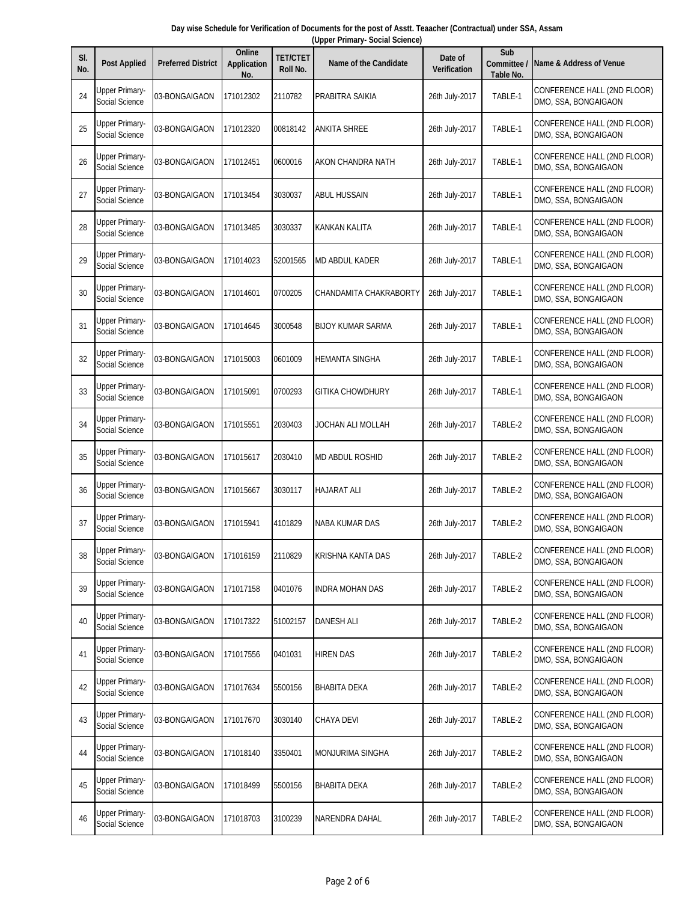**Day wise Schedule for Verification of Documents for the post of Asstt. Teaacher (Contractual) under SSA, Assam (Upper Primary- Social Science)**

| Sl. No. | Post Applied | Preferred District | Online Application No. | TET/CTET Roll No. | Name of the Candidate | Date of Verification | Sub Committee / Table No. | Name & Address of Venue |
|---|---|---|---|---|---|---|---|---|
| 24 | Upper Primary-Social Science | 03-BONGAIGAON | 171012302 | 2110782 | PRABITRA SAIKIA | 26th July-2017 | TABLE-1 | CONFERENCE HALL (2ND FLOOR) DMO, SSA, BONGAIGAON |
| 25 | Upper Primary-Social Science | 03-BONGAIGAON | 171012320 | 00818142 | ANKITA SHREE | 26th July-2017 | TABLE-1 | CONFERENCE HALL (2ND FLOOR) DMO, SSA, BONGAIGAON |
| 26 | Upper Primary-Social Science | 03-BONGAIGAON | 171012451 | 0600016 | AKON CHANDRA NATH | 26th July-2017 | TABLE-1 | CONFERENCE HALL (2ND FLOOR) DMO, SSA, BONGAIGAON |
| 27 | Upper Primary-Social Science | 03-BONGAIGAON | 171013454 | 3030037 | ABUL HUSSAIN | 26th July-2017 | TABLE-1 | CONFERENCE HALL (2ND FLOOR) DMO, SSA, BONGAIGAON |
| 28 | Upper Primary-Social Science | 03-BONGAIGAON | 171013485 | 3030337 | KANKAN KALITA | 26th July-2017 | TABLE-1 | CONFERENCE HALL (2ND FLOOR) DMO, SSA, BONGAIGAON |
| 29 | Upper Primary-Social Science | 03-BONGAIGAON | 171014023 | 52001565 | MD ABDUL KADER | 26th July-2017 | TABLE-1 | CONFERENCE HALL (2ND FLOOR) DMO, SSA, BONGAIGAON |
| 30 | Upper Primary-Social Science | 03-BONGAIGAON | 171014601 | 0700205 | CHANDAMITA CHAKRABORTY | 26th July-2017 | TABLE-1 | CONFERENCE HALL (2ND FLOOR) DMO, SSA, BONGAIGAON |
| 31 | Upper Primary-Social Science | 03-BONGAIGAON | 171014645 | 3000548 | BIJOY KUMAR SARMA | 26th July-2017 | TABLE-1 | CONFERENCE HALL (2ND FLOOR) DMO, SSA, BONGAIGAON |
| 32 | Upper Primary-Social Science | 03-BONGAIGAON | 171015003 | 0601009 | HEMANTA SINGHA | 26th July-2017 | TABLE-1 | CONFERENCE HALL (2ND FLOOR) DMO, SSA, BONGAIGAON |
| 33 | Upper Primary-Social Science | 03-BONGAIGAON | 171015091 | 0700293 | GITIKA CHOWDHURY | 26th July-2017 | TABLE-1 | CONFERENCE HALL (2ND FLOOR) DMO, SSA, BONGAIGAON |
| 34 | Upper Primary-Social Science | 03-BONGAIGAON | 171015551 | 2030403 | JOCHAN ALI MOLLAH | 26th July-2017 | TABLE-2 | CONFERENCE HALL (2ND FLOOR) DMO, SSA, BONGAIGAON |
| 35 | Upper Primary-Social Science | 03-BONGAIGAON | 171015617 | 2030410 | MD ABDUL ROSHID | 26th July-2017 | TABLE-2 | CONFERENCE HALL (2ND FLOOR) DMO, SSA, BONGAIGAON |
| 36 | Upper Primary-Social Science | 03-BONGAIGAON | 171015667 | 3030117 | HAJARAT ALI | 26th July-2017 | TABLE-2 | CONFERENCE HALL (2ND FLOOR) DMO, SSA, BONGAIGAON |
| 37 | Upper Primary-Social Science | 03-BONGAIGAON | 171015941 | 4101829 | NABA KUMAR DAS | 26th July-2017 | TABLE-2 | CONFERENCE HALL (2ND FLOOR) DMO, SSA, BONGAIGAON |
| 38 | Upper Primary-Social Science | 03-BONGAIGAON | 171016159 | 2110829 | KRISHNA KANTA DAS | 26th July-2017 | TABLE-2 | CONFERENCE HALL (2ND FLOOR) DMO, SSA, BONGAIGAON |
| 39 | Upper Primary-Social Science | 03-BONGAIGAON | 171017158 | 0401076 | INDRA MOHAN DAS | 26th July-2017 | TABLE-2 | CONFERENCE HALL (2ND FLOOR) DMO, SSA, BONGAIGAON |
| 40 | Upper Primary-Social Science | 03-BONGAIGAON | 171017322 | 51002157 | DANESH ALI | 26th July-2017 | TABLE-2 | CONFERENCE HALL (2ND FLOOR) DMO, SSA, BONGAIGAON |
| 41 | Upper Primary-Social Science | 03-BONGAIGAON | 171017556 | 0401031 | HIREN DAS | 26th July-2017 | TABLE-2 | CONFERENCE HALL (2ND FLOOR) DMO, SSA, BONGAIGAON |
| 42 | Upper Primary-Social Science | 03-BONGAIGAON | 171017634 | 5500156 | BHABITA DEKA | 26th July-2017 | TABLE-2 | CONFERENCE HALL (2ND FLOOR) DMO, SSA, BONGAIGAON |
| 43 | Upper Primary-Social Science | 03-BONGAIGAON | 171017670 | 3030140 | CHAYA DEVI | 26th July-2017 | TABLE-2 | CONFERENCE HALL (2ND FLOOR) DMO, SSA, BONGAIGAON |
| 44 | Upper Primary-Social Science | 03-BONGAIGAON | 171018140 | 3350401 | MONJURIMA SINGHA | 26th July-2017 | TABLE-2 | CONFERENCE HALL (2ND FLOOR) DMO, SSA, BONGAIGAON |
| 45 | Upper Primary-Social Science | 03-BONGAIGAON | 171018499 | 5500156 | BHABITA DEKA | 26th July-2017 | TABLE-2 | CONFERENCE HALL (2ND FLOOR) DMO, SSA, BONGAIGAON |
| 46 | Upper Primary-Social Science | 03-BONGAIGAON | 171018703 | 3100239 | NARENDRA DAHAL | 26th July-2017 | TABLE-2 | CONFERENCE HALL (2ND FLOOR) DMO, SSA, BONGAIGAON |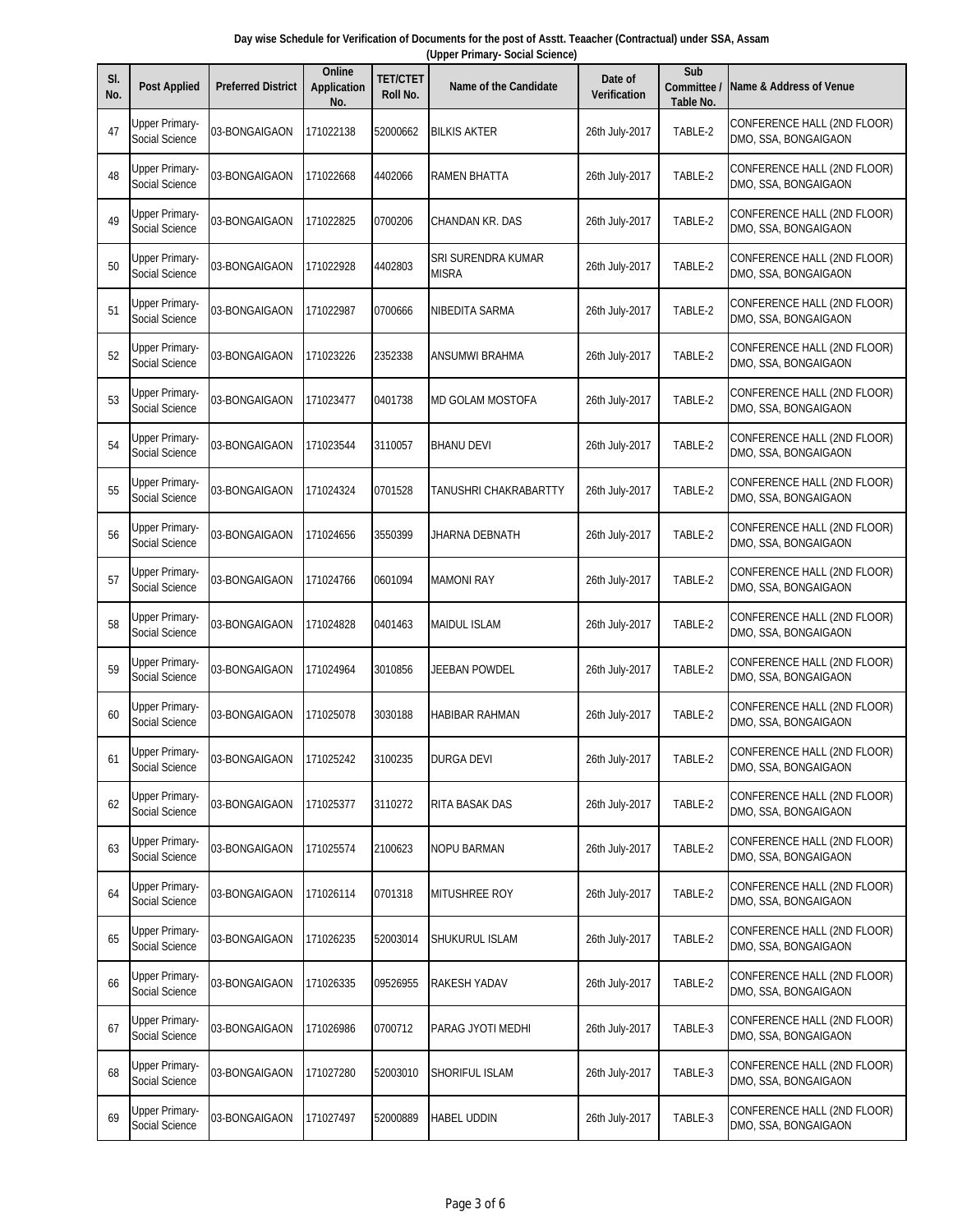**Day wise Schedule for Verification of Documents for the post of Asstt. Teaacher (Contractual) under SSA, Assam**
**(Upper Primary- Social Science)**

| Sl. No. | Post Applied | Preferred District | Online Application No. | TET/CTET Roll No. | Name of the Candidate | Date of Verification | Sub Committee / Table No. | Name & Address of Venue |
|---|---|---|---|---|---|---|---|---|
| 47 | Upper Primary-Social Science | 03-BONGAIGAON | 171022138 | 52000662 | BILKIS AKTER | 26th July-2017 | TABLE-2 | CONFERENCE HALL (2ND FLOOR) DMO, SSA, BONGAIGAON |
| 48 | Upper Primary-Social Science | 03-BONGAIGAON | 171022668 | 4402066 | RAMEN BHATTA | 26th July-2017 | TABLE-2 | CONFERENCE HALL (2ND FLOOR) DMO, SSA, BONGAIGAON |
| 49 | Upper Primary-Social Science | 03-BONGAIGAON | 171022825 | 0700206 | CHANDAN KR. DAS | 26th July-2017 | TABLE-2 | CONFERENCE HALL (2ND FLOOR) DMO, SSA, BONGAIGAON |
| 50 | Upper Primary-Social Science | 03-BONGAIGAON | 171022928 | 4402803 | SRI SURENDRA KUMAR MISRA | 26th July-2017 | TABLE-2 | CONFERENCE HALL (2ND FLOOR) DMO, SSA, BONGAIGAON |
| 51 | Upper Primary-Social Science | 03-BONGAIGAON | 171022987 | 0700666 | NIBEDITA SARMA | 26th July-2017 | TABLE-2 | CONFERENCE HALL (2ND FLOOR) DMO, SSA, BONGAIGAON |
| 52 | Upper Primary-Social Science | 03-BONGAIGAON | 171023226 | 2352338 | ANSUMWI BRAHMA | 26th July-2017 | TABLE-2 | CONFERENCE HALL (2ND FLOOR) DMO, SSA, BONGAIGAON |
| 53 | Upper Primary-Social Science | 03-BONGAIGAON | 171023477 | 0401738 | MD GOLAM MOSTOFA | 26th July-2017 | TABLE-2 | CONFERENCE HALL (2ND FLOOR) DMO, SSA, BONGAIGAON |
| 54 | Upper Primary-Social Science | 03-BONGAIGAON | 171023544 | 3110057 | BHANU DEVI | 26th July-2017 | TABLE-2 | CONFERENCE HALL (2ND FLOOR) DMO, SSA, BONGAIGAON |
| 55 | Upper Primary-Social Science | 03-BONGAIGAON | 171024324 | 0701528 | TANUSHRI CHAKRABARTTY | 26th July-2017 | TABLE-2 | CONFERENCE HALL (2ND FLOOR) DMO, SSA, BONGAIGAON |
| 56 | Upper Primary-Social Science | 03-BONGAIGAON | 171024656 | 3550399 | JHARNA DEBNATH | 26th July-2017 | TABLE-2 | CONFERENCE HALL (2ND FLOOR) DMO, SSA, BONGAIGAON |
| 57 | Upper Primary-Social Science | 03-BONGAIGAON | 171024766 | 0601094 | MAMONI RAY | 26th July-2017 | TABLE-2 | CONFERENCE HALL (2ND FLOOR) DMO, SSA, BONGAIGAON |
| 58 | Upper Primary-Social Science | 03-BONGAIGAON | 171024828 | 0401463 | MAIDUL ISLAM | 26th July-2017 | TABLE-2 | CONFERENCE HALL (2ND FLOOR) DMO, SSA, BONGAIGAON |
| 59 | Upper Primary-Social Science | 03-BONGAIGAON | 171024964 | 3010856 | JEEBAN POWDEL | 26th July-2017 | TABLE-2 | CONFERENCE HALL (2ND FLOOR) DMO, SSA, BONGAIGAON |
| 60 | Upper Primary-Social Science | 03-BONGAIGAON | 171025078 | 3030188 | HABIBAR RAHMAN | 26th July-2017 | TABLE-2 | CONFERENCE HALL (2ND FLOOR) DMO, SSA, BONGAIGAON |
| 61 | Upper Primary-Social Science | 03-BONGAIGAON | 171025242 | 3100235 | DURGA DEVI | 26th July-2017 | TABLE-2 | CONFERENCE HALL (2ND FLOOR) DMO, SSA, BONGAIGAON |
| 62 | Upper Primary-Social Science | 03-BONGAIGAON | 171025377 | 3110272 | RITA BASAK DAS | 26th July-2017 | TABLE-2 | CONFERENCE HALL (2ND FLOOR) DMO, SSA, BONGAIGAON |
| 63 | Upper Primary-Social Science | 03-BONGAIGAON | 171025574 | 2100623 | NOPU BARMAN | 26th July-2017 | TABLE-2 | CONFERENCE HALL (2ND FLOOR) DMO, SSA, BONGAIGAON |
| 64 | Upper Primary-Social Science | 03-BONGAIGAON | 171026114 | 0701318 | MITUSHREE ROY | 26th July-2017 | TABLE-2 | CONFERENCE HALL (2ND FLOOR) DMO, SSA, BONGAIGAON |
| 65 | Upper Primary-Social Science | 03-BONGAIGAON | 171026235 | 52003014 | SHUKURUL ISLAM | 26th July-2017 | TABLE-2 | CONFERENCE HALL (2ND FLOOR) DMO, SSA, BONGAIGAON |
| 66 | Upper Primary-Social Science | 03-BONGAIGAON | 171026335 | 09526955 | RAKESH YADAV | 26th July-2017 | TABLE-2 | CONFERENCE HALL (2ND FLOOR) DMO, SSA, BONGAIGAON |
| 67 | Upper Primary-Social Science | 03-BONGAIGAON | 171026986 | 0700712 | PARAG JYOTI MEDHI | 26th July-2017 | TABLE-3 | CONFERENCE HALL (2ND FLOOR) DMO, SSA, BONGAIGAON |
| 68 | Upper Primary-Social Science | 03-BONGAIGAON | 171027280 | 52003010 | SHORIFUL ISLAM | 26th July-2017 | TABLE-3 | CONFERENCE HALL (2ND FLOOR) DMO, SSA, BONGAIGAON |
| 69 | Upper Primary-Social Science | 03-BONGAIGAON | 171027497 | 52000889 | HABEL UDDIN | 26th July-2017 | TABLE-3 | CONFERENCE HALL (2ND FLOOR) DMO, SSA, BONGAIGAON |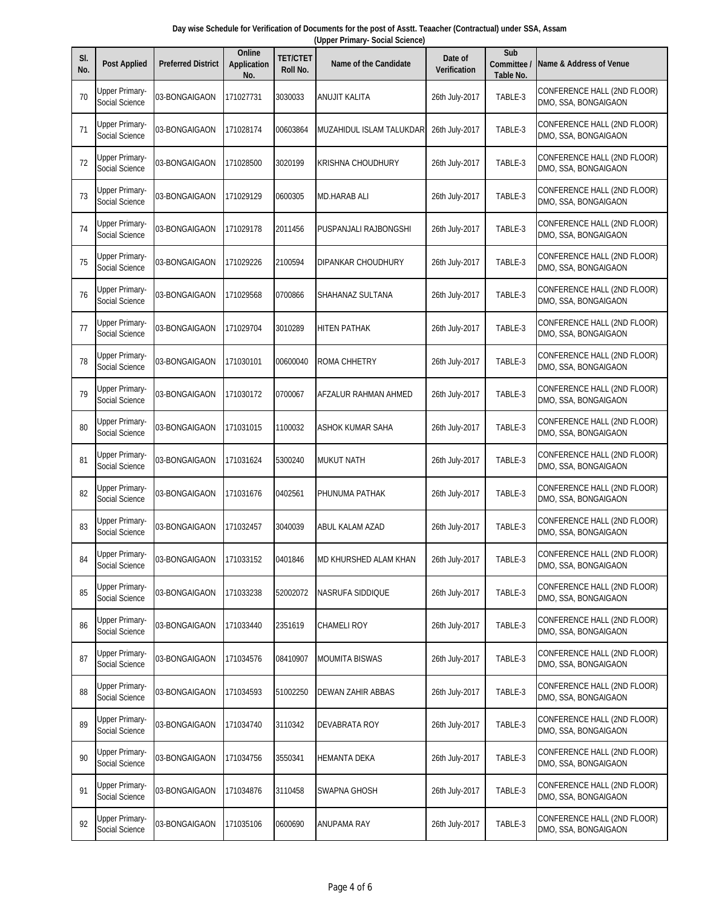Day wise Schedule for Verification of Documents for the post of Asstt. Teaacher (Contractual) under SSA, Assam
(Upper Primary- Social Science)

| Sl. No. | Post Applied | Preferred District | Online Application No. | TET/CTET Roll No. | Name of the Candidate | Date of Verification | Sub Committee / Table No. | Name & Address of Venue |
|---|---|---|---|---|---|---|---|---|
| 70 | Upper Primary-Social Science | 03-BONGAIGAON | 171027731 | 3030033 | ANUJIT KALITA | 26th July-2017 | TABLE-3 | CONFERENCE HALL (2ND FLOOR) DMO, SSA, BONGAIGAON |
| 71 | Upper Primary-Social Science | 03-BONGAIGAON | 171028174 | 00603864 | MUZAHIDUL ISLAM TALUKDAR | 26th July-2017 | TABLE-3 | CONFERENCE HALL (2ND FLOOR) DMO, SSA, BONGAIGAON |
| 72 | Upper Primary-Social Science | 03-BONGAIGAON | 171028500 | 3020199 | KRISHNA CHOUDHURY | 26th July-2017 | TABLE-3 | CONFERENCE HALL (2ND FLOOR) DMO, SSA, BONGAIGAON |
| 73 | Upper Primary-Social Science | 03-BONGAIGAON | 171029129 | 0600305 | MD.HARAB ALI | 26th July-2017 | TABLE-3 | CONFERENCE HALL (2ND FLOOR) DMO, SSA, BONGAIGAON |
| 74 | Upper Primary-Social Science | 03-BONGAIGAON | 171029178 | 2011456 | PUSPANJALI RAJBONGSHI | 26th July-2017 | TABLE-3 | CONFERENCE HALL (2ND FLOOR) DMO, SSA, BONGAIGAON |
| 75 | Upper Primary-Social Science | 03-BONGAIGAON | 171029226 | 2100594 | DIPANKAR CHOUDHURY | 26th July-2017 | TABLE-3 | CONFERENCE HALL (2ND FLOOR) DMO, SSA, BONGAIGAON |
| 76 | Upper Primary-Social Science | 03-BONGAIGAON | 171029568 | 0700866 | SHAHANAZ SULTANA | 26th July-2017 | TABLE-3 | CONFERENCE HALL (2ND FLOOR) DMO, SSA, BONGAIGAON |
| 77 | Upper Primary-Social Science | 03-BONGAIGAON | 171029704 | 3010289 | HITEN PATHAK | 26th July-2017 | TABLE-3 | CONFERENCE HALL (2ND FLOOR) DMO, SSA, BONGAIGAON |
| 78 | Upper Primary-Social Science | 03-BONGAIGAON | 171030101 | 00600040 | ROMA CHHETRY | 26th July-2017 | TABLE-3 | CONFERENCE HALL (2ND FLOOR) DMO, SSA, BONGAIGAON |
| 79 | Upper Primary-Social Science | 03-BONGAIGAON | 171030172 | 0700067 | AFZALUR RAHMAN AHMED | 26th July-2017 | TABLE-3 | CONFERENCE HALL (2ND FLOOR) DMO, SSA, BONGAIGAON |
| 80 | Upper Primary-Social Science | 03-BONGAIGAON | 171031015 | 1100032 | ASHOK KUMAR SAHA | 26th July-2017 | TABLE-3 | CONFERENCE HALL (2ND FLOOR) DMO, SSA, BONGAIGAON |
| 81 | Upper Primary-Social Science | 03-BONGAIGAON | 171031624 | 5300240 | MUKUT NATH | 26th July-2017 | TABLE-3 | CONFERENCE HALL (2ND FLOOR) DMO, SSA, BONGAIGAON |
| 82 | Upper Primary-Social Science | 03-BONGAIGAON | 171031676 | 0402561 | PHUNUMA PATHAK | 26th July-2017 | TABLE-3 | CONFERENCE HALL (2ND FLOOR) DMO, SSA, BONGAIGAON |
| 83 | Upper Primary-Social Science | 03-BONGAIGAON | 171032457 | 3040039 | ABUL KALAM AZAD | 26th July-2017 | TABLE-3 | CONFERENCE HALL (2ND FLOOR) DMO, SSA, BONGAIGAON |
| 84 | Upper Primary-Social Science | 03-BONGAIGAON | 171033152 | 0401846 | MD KHURSHED ALAM KHAN | 26th July-2017 | TABLE-3 | CONFERENCE HALL (2ND FLOOR) DMO, SSA, BONGAIGAON |
| 85 | Upper Primary-Social Science | 03-BONGAIGAON | 171033238 | 52002072 | NASRUFA SIDDIQUE | 26th July-2017 | TABLE-3 | CONFERENCE HALL (2ND FLOOR) DMO, SSA, BONGAIGAON |
| 86 | Upper Primary-Social Science | 03-BONGAIGAON | 171033440 | 2351619 | CHAMELI ROY | 26th July-2017 | TABLE-3 | CONFERENCE HALL (2ND FLOOR) DMO, SSA, BONGAIGAON |
| 87 | Upper Primary-Social Science | 03-BONGAIGAON | 171034576 | 08410907 | MOUMITA BISWAS | 26th July-2017 | TABLE-3 | CONFERENCE HALL (2ND FLOOR) DMO, SSA, BONGAIGAON |
| 88 | Upper Primary-Social Science | 03-BONGAIGAON | 171034593 | 51002250 | DEWAN ZAHIR ABBAS | 26th July-2017 | TABLE-3 | CONFERENCE HALL (2ND FLOOR) DMO, SSA, BONGAIGAON |
| 89 | Upper Primary-Social Science | 03-BONGAIGAON | 171034740 | 3110342 | DEVABRATA ROY | 26th July-2017 | TABLE-3 | CONFERENCE HALL (2ND FLOOR) DMO, SSA, BONGAIGAON |
| 90 | Upper Primary-Social Science | 03-BONGAIGAON | 171034756 | 3550341 | HEMANTA DEKA | 26th July-2017 | TABLE-3 | CONFERENCE HALL (2ND FLOOR) DMO, SSA, BONGAIGAON |
| 91 | Upper Primary-Social Science | 03-BONGAIGAON | 171034876 | 3110458 | SWAPNA GHOSH | 26th July-2017 | TABLE-3 | CONFERENCE HALL (2ND FLOOR) DMO, SSA, BONGAIGAON |
| 92 | Upper Primary-Social Science | 03-BONGAIGAON | 171035106 | 0600690 | ANUPAMA RAY | 26th July-2017 | TABLE-3 | CONFERENCE HALL (2ND FLOOR) DMO, SSA, BONGAIGAON |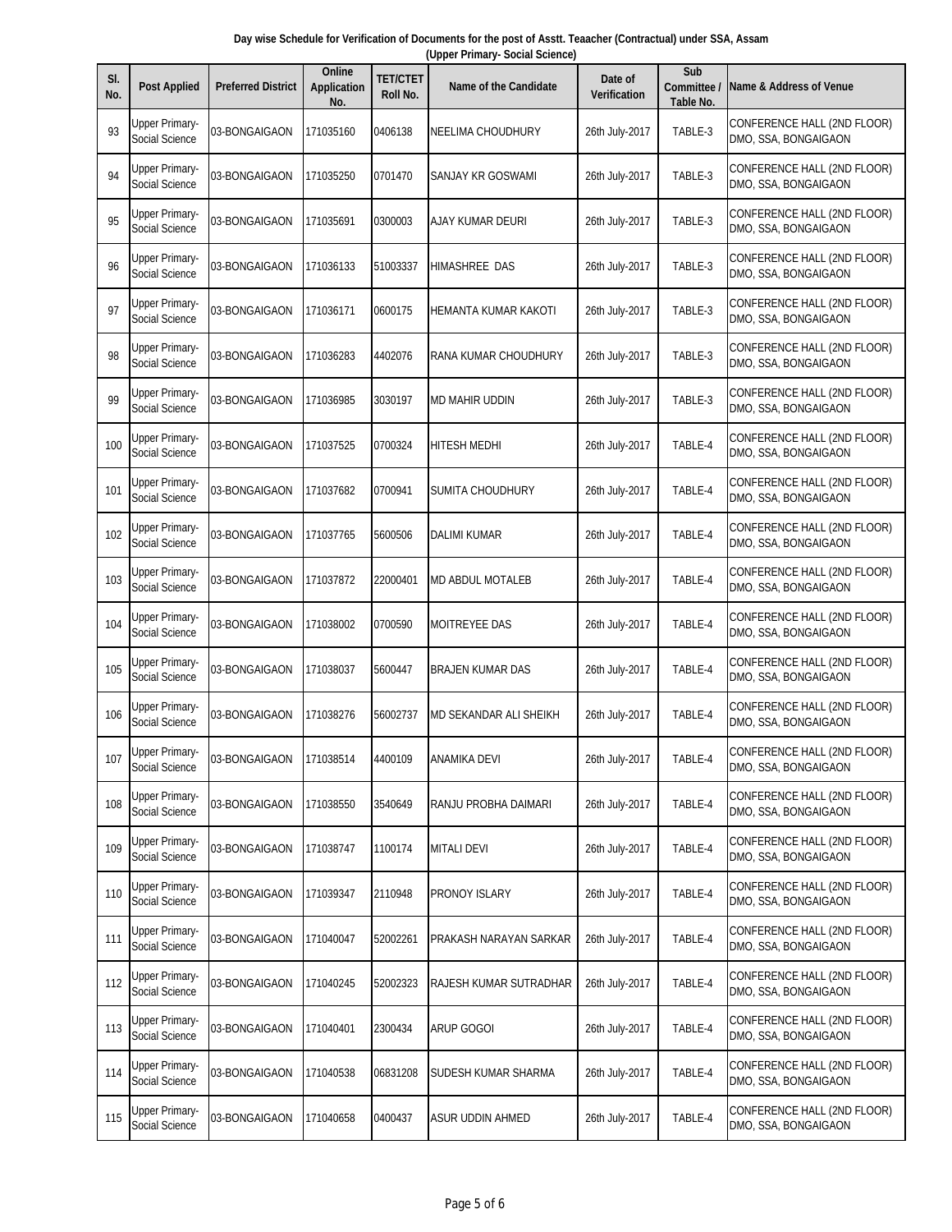**Day wise Schedule for Verification of Documents for the post of Asstt. Teaacher (Contractual) under SSA, Assam**
**(Upper Primary- Social Science)**

| Sl. No. | Post Applied | Preferred District | Online Application No. | TET/CTET Roll No. | Name of the Candidate | Date of Verification | Sub Committee / Table No. | Name & Address of Venue |
|---|---|---|---|---|---|---|---|---|
| 93 | Upper Primary-Social Science | 03-BONGAIGAON | 171035160 | 0406138 | NEELIMA CHOUDHURY | 26th July-2017 | TABLE-3 | CONFERENCE HALL (2ND FLOOR) DMO, SSA, BONGAIGAON |
| 94 | Upper Primary-Social Science | 03-BONGAIGAON | 171035250 | 0701470 | SANJAY KR GOSWAMI | 26th July-2017 | TABLE-3 | CONFERENCE HALL (2ND FLOOR) DMO, SSA, BONGAIGAON |
| 95 | Upper Primary-Social Science | 03-BONGAIGAON | 171035691 | 0300003 | AJAY KUMAR DEURI | 26th July-2017 | TABLE-3 | CONFERENCE HALL (2ND FLOOR) DMO, SSA, BONGAIGAON |
| 96 | Upper Primary-Social Science | 03-BONGAIGAON | 171036133 | 51003337 | HIMASHREE DAS | 26th July-2017 | TABLE-3 | CONFERENCE HALL (2ND FLOOR) DMO, SSA, BONGAIGAON |
| 97 | Upper Primary-Social Science | 03-BONGAIGAON | 171036171 | 0600175 | HEMANTA KUMAR KAKOTI | 26th July-2017 | TABLE-3 | CONFERENCE HALL (2ND FLOOR) DMO, SSA, BONGAIGAON |
| 98 | Upper Primary-Social Science | 03-BONGAIGAON | 171036283 | 4402076 | RANA KUMAR CHOUDHURY | 26th July-2017 | TABLE-3 | CONFERENCE HALL (2ND FLOOR) DMO, SSA, BONGAIGAON |
| 99 | Upper Primary-Social Science | 03-BONGAIGAON | 171036985 | 3030197 | MD MAHIR UDDIN | 26th July-2017 | TABLE-3 | CONFERENCE HALL (2ND FLOOR) DMO, SSA, BONGAIGAON |
| 100 | Upper Primary-Social Science | 03-BONGAIGAON | 171037525 | 0700324 | HITESH MEDHI | 26th July-2017 | TABLE-4 | CONFERENCE HALL (2ND FLOOR) DMO, SSA, BONGAIGAON |
| 101 | Upper Primary-Social Science | 03-BONGAIGAON | 171037682 | 0700941 | SUMITA CHOUDHURY | 26th July-2017 | TABLE-4 | CONFERENCE HALL (2ND FLOOR) DMO, SSA, BONGAIGAON |
| 102 | Upper Primary-Social Science | 03-BONGAIGAON | 171037765 | 5600506 | DALIMI KUMAR | 26th July-2017 | TABLE-4 | CONFERENCE HALL (2ND FLOOR) DMO, SSA, BONGAIGAON |
| 103 | Upper Primary-Social Science | 03-BONGAIGAON | 171037872 | 22000401 | MD ABDUL MOTALEB | 26th July-2017 | TABLE-4 | CONFERENCE HALL (2ND FLOOR) DMO, SSA, BONGAIGAON |
| 104 | Upper Primary-Social Science | 03-BONGAIGAON | 171038002 | 0700590 | MOITREYEE DAS | 26th July-2017 | TABLE-4 | CONFERENCE HALL (2ND FLOOR) DMO, SSA, BONGAIGAON |
| 105 | Upper Primary-Social Science | 03-BONGAIGAON | 171038037 | 5600447 | BRAJEN KUMAR DAS | 26th July-2017 | TABLE-4 | CONFERENCE HALL (2ND FLOOR) DMO, SSA, BONGAIGAON |
| 106 | Upper Primary-Social Science | 03-BONGAIGAON | 171038276 | 56002737 | MD SEKANDAR ALI SHEIKH | 26th July-2017 | TABLE-4 | CONFERENCE HALL (2ND FLOOR) DMO, SSA, BONGAIGAON |
| 107 | Upper Primary-Social Science | 03-BONGAIGAON | 171038514 | 4400109 | ANAMIKA DEVI | 26th July-2017 | TABLE-4 | CONFERENCE HALL (2ND FLOOR) DMO, SSA, BONGAIGAON |
| 108 | Upper Primary-Social Science | 03-BONGAIGAON | 171038550 | 3540649 | RANJU PROBHA DAIMARI | 26th July-2017 | TABLE-4 | CONFERENCE HALL (2ND FLOOR) DMO, SSA, BONGAIGAON |
| 109 | Upper Primary-Social Science | 03-BONGAIGAON | 171038747 | 1100174 | MITALI DEVI | 26th July-2017 | TABLE-4 | CONFERENCE HALL (2ND FLOOR) DMO, SSA, BONGAIGAON |
| 110 | Upper Primary-Social Science | 03-BONGAIGAON | 171039347 | 2110948 | PRONOY ISLARY | 26th July-2017 | TABLE-4 | CONFERENCE HALL (2ND FLOOR) DMO, SSA, BONGAIGAON |
| 111 | Upper Primary-Social Science | 03-BONGAIGAON | 171040047 | 52002261 | PRAKASH NARAYAN SARKAR | 26th July-2017 | TABLE-4 | CONFERENCE HALL (2ND FLOOR) DMO, SSA, BONGAIGAON |
| 112 | Upper Primary-Social Science | 03-BONGAIGAON | 171040245 | 52002323 | RAJESH KUMAR SUTRADHAR | 26th July-2017 | TABLE-4 | CONFERENCE HALL (2ND FLOOR) DMO, SSA, BONGAIGAON |
| 113 | Upper Primary-Social Science | 03-BONGAIGAON | 171040401 | 2300434 | ARUP GOGOI | 26th July-2017 | TABLE-4 | CONFERENCE HALL (2ND FLOOR) DMO, SSA, BONGAIGAON |
| 114 | Upper Primary-Social Science | 03-BONGAIGAON | 171040538 | 06831208 | SUDESH KUMAR SHARMA | 26th July-2017 | TABLE-4 | CONFERENCE HALL (2ND FLOOR) DMO, SSA, BONGAIGAON |
| 115 | Upper Primary-Social Science | 03-BONGAIGAON | 171040658 | 0400437 | ASUR UDDIN AHMED | 26th July-2017 | TABLE-4 | CONFERENCE HALL (2ND FLOOR) DMO, SSA, BONGAIGAON |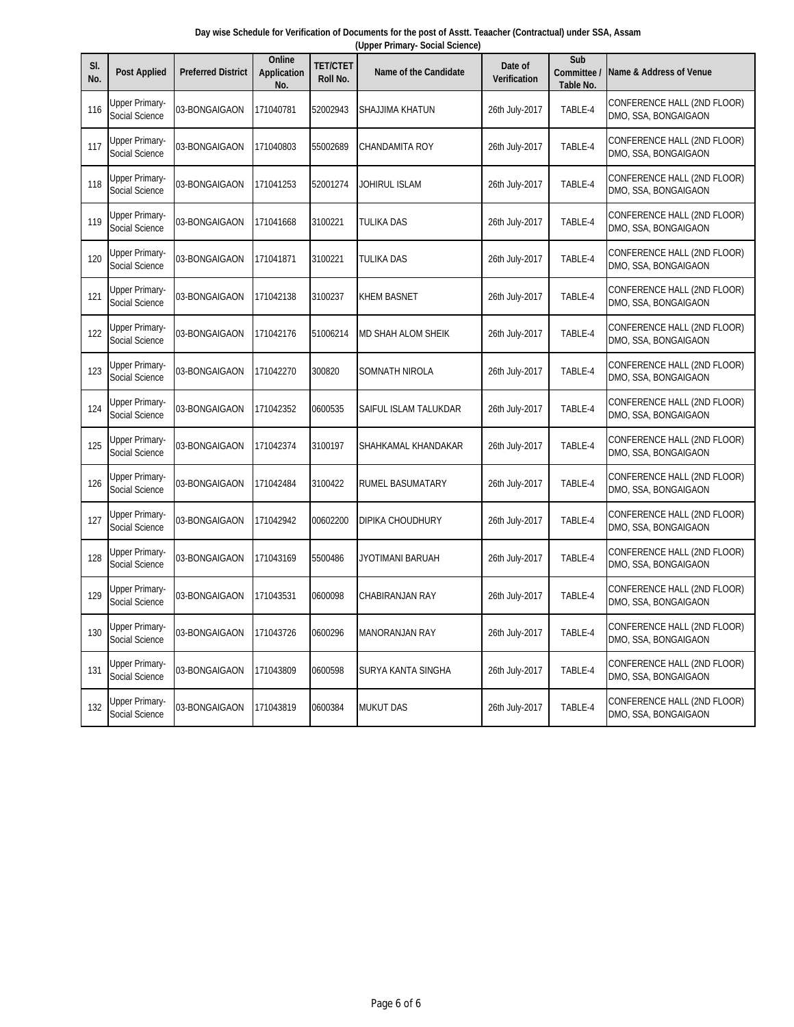**Day wise Schedule for Verification of Documents for the post of Asstt. Teaacher (Contractual) under SSA, Assam (Upper Primary- Social Science)**

| Sl. No. | Post Applied | Preferred District | Online Application No. | TET/CTET Roll No. | Name of the Candidate | Date of Verification | Sub Committee / Table No. | Name & Address of Venue |
|---|---|---|---|---|---|---|---|---|
| 116 | Upper Primary-Social Science | 03-BONGAIGAON | 171040781 | 52002943 | SHAJJIMA KHATUN | 26th July-2017 | TABLE-4 | CONFERENCE HALL (2ND FLOOR) DMO, SSA, BONGAIGAON |
| 117 | Upper Primary-Social Science | 03-BONGAIGAON | 171040803 | 55002689 | CHANDAMITA ROY | 26th July-2017 | TABLE-4 | CONFERENCE HALL (2ND FLOOR) DMO, SSA, BONGAIGAON |
| 118 | Upper Primary-Social Science | 03-BONGAIGAON | 171041253 | 52001274 | JOHIRUL ISLAM | 26th July-2017 | TABLE-4 | CONFERENCE HALL (2ND FLOOR) DMO, SSA, BONGAIGAON |
| 119 | Upper Primary-Social Science | 03-BONGAIGAON | 171041668 | 3100221 | TULIKA DAS | 26th July-2017 | TABLE-4 | CONFERENCE HALL (2ND FLOOR) DMO, SSA, BONGAIGAON |
| 120 | Upper Primary-Social Science | 03-BONGAIGAON | 171041871 | 3100221 | TULIKA DAS | 26th July-2017 | TABLE-4 | CONFERENCE HALL (2ND FLOOR) DMO, SSA, BONGAIGAON |
| 121 | Upper Primary-Social Science | 03-BONGAIGAON | 171042138 | 3100237 | KHEM BASNET | 26th July-2017 | TABLE-4 | CONFERENCE HALL (2ND FLOOR) DMO, SSA, BONGAIGAON |
| 122 | Upper Primary-Social Science | 03-BONGAIGAON | 171042176 | 51006214 | MD SHAH ALOM SHEIK | 26th July-2017 | TABLE-4 | CONFERENCE HALL (2ND FLOOR) DMO, SSA, BONGAIGAON |
| 123 | Upper Primary-Social Science | 03-BONGAIGAON | 171042270 | 300820 | SOMNATH NIROLA | 26th July-2017 | TABLE-4 | CONFERENCE HALL (2ND FLOOR) DMO, SSA, BONGAIGAON |
| 124 | Upper Primary-Social Science | 03-BONGAIGAON | 171042352 | 0600535 | SAIFUL ISLAM TALUKDAR | 26th July-2017 | TABLE-4 | CONFERENCE HALL (2ND FLOOR) DMO, SSA, BONGAIGAON |
| 125 | Upper Primary-Social Science | 03-BONGAIGAON | 171042374 | 3100197 | SHAHKAMAL KHANDAKAR | 26th July-2017 | TABLE-4 | CONFERENCE HALL (2ND FLOOR) DMO, SSA, BONGAIGAON |
| 126 | Upper Primary-Social Science | 03-BONGAIGAON | 171042484 | 3100422 | RUMEL BASUMATARY | 26th July-2017 | TABLE-4 | CONFERENCE HALL (2ND FLOOR) DMO, SSA, BONGAIGAON |
| 127 | Upper Primary-Social Science | 03-BONGAIGAON | 171042942 | 00602200 | DIPIKA CHOUDHURY | 26th July-2017 | TABLE-4 | CONFERENCE HALL (2ND FLOOR) DMO, SSA, BONGAIGAON |
| 128 | Upper Primary-Social Science | 03-BONGAIGAON | 171043169 | 5500486 | JYOTIMANI BARUAH | 26th July-2017 | TABLE-4 | CONFERENCE HALL (2ND FLOOR) DMO, SSA, BONGAIGAON |
| 129 | Upper Primary-Social Science | 03-BONGAIGAON | 171043531 | 0600098 | CHABIRANJAN RAY | 26th July-2017 | TABLE-4 | CONFERENCE HALL (2ND FLOOR) DMO, SSA, BONGAIGAON |
| 130 | Upper Primary-Social Science | 03-BONGAIGAON | 171043726 | 0600296 | MANORANJAN RAY | 26th July-2017 | TABLE-4 | CONFERENCE HALL (2ND FLOOR) DMO, SSA, BONGAIGAON |
| 131 | Upper Primary-Social Science | 03-BONGAIGAON | 171043809 | 0600598 | SURYA KANTA SINGHA | 26th July-2017 | TABLE-4 | CONFERENCE HALL (2ND FLOOR) DMO, SSA, BONGAIGAON |
| 132 | Upper Primary-Social Science | 03-BONGAIGAON | 171043819 | 0600384 | MUKUT DAS | 26th July-2017 | TABLE-4 | CONFERENCE HALL (2ND FLOOR) DMO, SSA, BONGAIGAON |